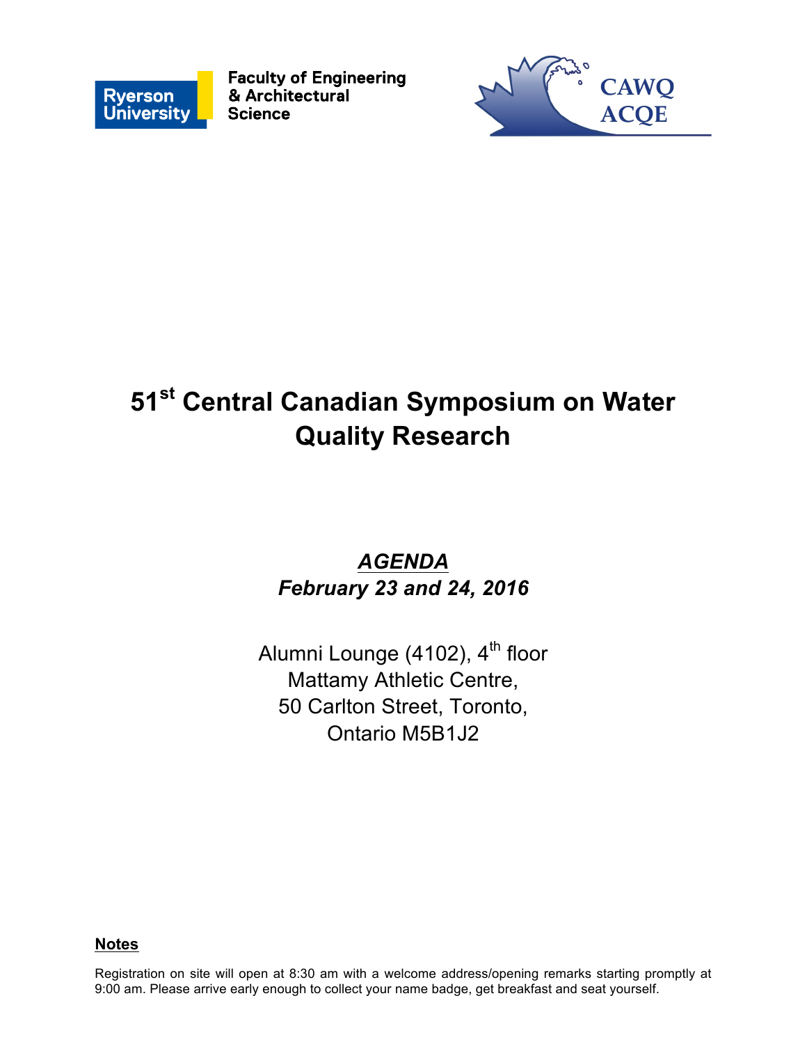Ryerson University

Faculty of Engineering & Architectural Science

CAWQ ACQE

# 51st Central Canadian Symposium on Water Quality Research

***AGENDA***

***February 23 and 24, 2016***

Alumni Lounge (4102), 4th floor
Mattamy Athletic Centre,
50 Carlton Street, Toronto,
Ontario M5B1J2

**Notes**

Registration on site will open at 8:30 am with a welcome address/opening remarks starting promptly at 9:00 am. Please arrive early enough to collect your name badge, get breakfast and seat yourself.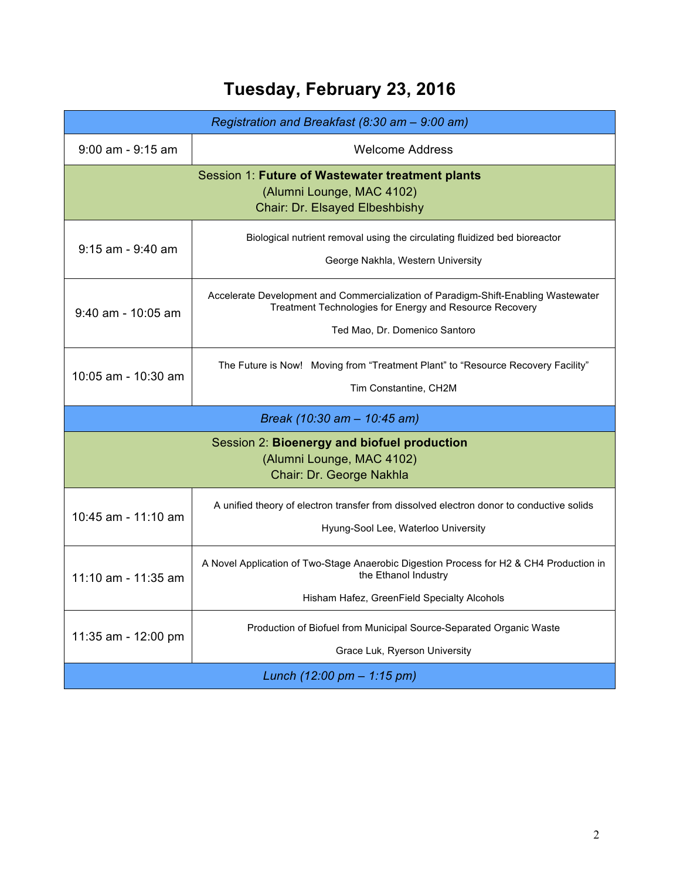# Tuesday, February 23, 2016

| | |
|---|---|
| *Registration and Breakfast (8:30 am – 9:00 am)* | |
| 9:00 am - 9:15 am | Welcome Address |
| Session 1: **Future of Wastewater treatment plants**<br>(Alumni Lounge, MAC 4102)<br>Chair: Dr. Elsayed Elbeshbishy | |
| 9:15 am - 9:40 am | Biological nutrient removal using the circulating fluidized bed bioreactor<br><br>George Nakhla, Western University |
| 9:40 am - 10:05 am | Accelerate Development and Commercialization of Paradigm-Shift-Enabling Wastewater Treatment Technologies for Energy and Resource Recovery<br><br>Ted Mao, Dr. Domenico Santoro |
| 10:05 am - 10:30 am | The Future is Now! Moving from "Treatment Plant" to "Resource Recovery Facility"<br><br>Tim Constantine, CH2M |
| *Break (10:30 am – 10:45 am)* | |
| Session 2: **Bioenergy and biofuel production**<br>(Alumni Lounge, MAC 4102)<br>Chair: Dr. George Nakhla | |
| 10:45 am - 11:10 am | A unified theory of electron transfer from dissolved electron donor to conductive solids<br><br>Hyung-Sool Lee, Waterloo University |
| 11:10 am - 11:35 am | A Novel Application of Two-Stage Anaerobic Digestion Process for $H_2$ & $CH_4$ Production in the Ethanol Industry<br><br>Hisham Hafez, GreenField Specialty Alcohols |
| 11:35 am - 12:00 pm | Production of Biofuel from Municipal Source-Separated Organic Waste<br><br>Grace Luk, Ryerson University |
| *Lunch (12:00 pm – 1:15 pm)* | |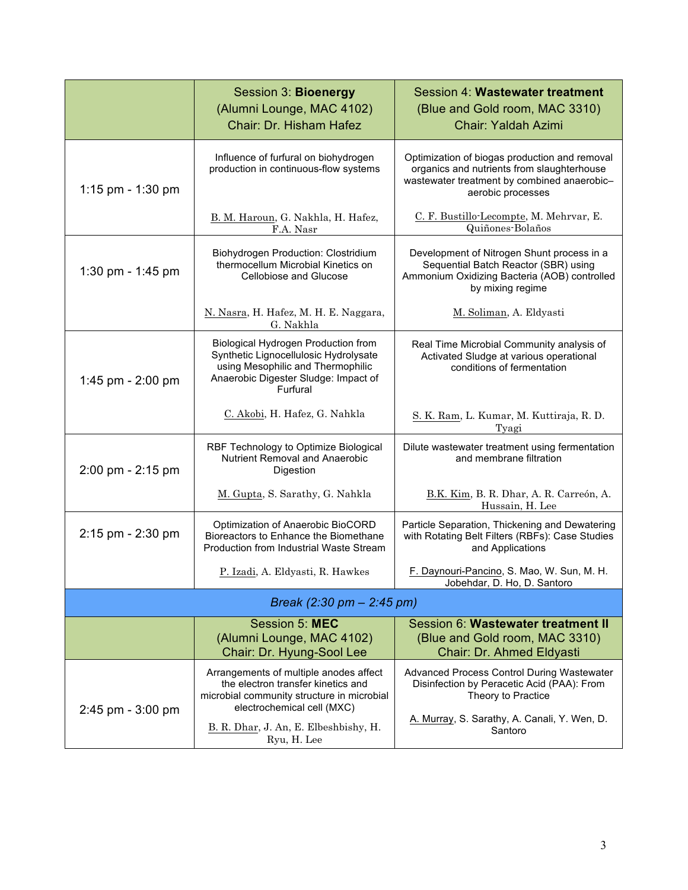| | Session 3: **Bioenergy** (Alumni Lounge, MAC 4102) Chair: Dr. Hisham Hafez | Session 4: **Wastewater treatment** (Blue and Gold room, MAC 3310) Chair: Yaldah Azimi |
|---|---|---|
| 1:15 pm - 1:30 pm | Influence of furfural on biohydrogen production in continuous-flow systems<br><br>B. M. Haroun, G. Nakhla, H. Hafez, F.A. Nasr | Optimization of biogas production and removal organics and nutrients from slaughterhouse wastewater treatment by combined anaerobic–aerobic processes<br><br>C. F. Bustillo-Lecompte, M. Mehrvar, E. Quiñones-Bolaños |
| 1:30 pm - 1:45 pm | Biohydrogen Production: Clostridium thermocellum Microbial Kinetics on Cellobiose and Glucose<br><br>N. Nasra, H. Hafez, M. H. E. Naggara, G. Nakhla | Development of Nitrogen Shunt process in a Sequential Batch Reactor (SBR) using Ammonium Oxidizing Bacteria (AOB) controlled by mixing regime<br><br>M. Soliman, A. Eldyasti |
| 1:45 pm - 2:00 pm | Biological Hydrogen Production from Synthetic Lignocellulosic Hydrolysate using Mesophilic and Thermophilic Anaerobic Digester Sludge: Impact of Furfural<br><br>C. Akobi, H. Hafez, G. Nahkla | Real Time Microbial Community analysis of Activated Sludge at various operational conditions of fermentation<br><br>S. K. Ram, L. Kumar, M. Kuttiraja, R. D. Tyagi |
| 2:00 pm - 2:15 pm | RBF Technology to Optimize Biological Nutrient Removal and Anaerobic Digestion<br><br>M. Gupta, S. Sarathy, G. Nahkla | Dilute wastewater treatment using fermentation and membrane filtration<br><br>B.K. Kim, B. R. Dhar, A. R. Carreón, A. Hussain, H. Lee |
| 2:15 pm - 2:30 pm | Optimization of Anaerobic BioCORD Bioreactors to Enhance the Biomethane Production from Industrial Waste Stream<br><br>P. Izadi, A. Eldyasti, R. Hawkes | Particle Separation, Thickening and Dewatering with Rotating Belt Filters (RBFs): Case Studies and Applications<br><br>F. Daynouri-Pancino, S. Mao, W. Sun, M. H. Jobehdar, D. Ho, D. Santoro |
| *Break (2:30 pm – 2:45 pm)* | | |
| | Session 5: **MEC** (Alumni Lounge, MAC 4102) Chair: Dr. Hyung-Sool Lee | Session 6: **Wastewater treatment II** (Blue and Gold room, MAC 3310) Chair: Dr. Ahmed Eldyasti |
| 2:45 pm - 3:00 pm | Arrangements of multiple anodes affect the electron transfer kinetics and microbial community structure in microbial electrochemical cell (MXC)<br><br>B. R. Dhar, J. An, E. Elbeshbishy, H. Ryu, H. Lee | Advanced Process Control During Wastewater Disinfection by Peracetic Acid (PAA): From Theory to Practice<br><br>A. Murray, S. Sarathy, A. Canali, Y. Wen, D. Santoro |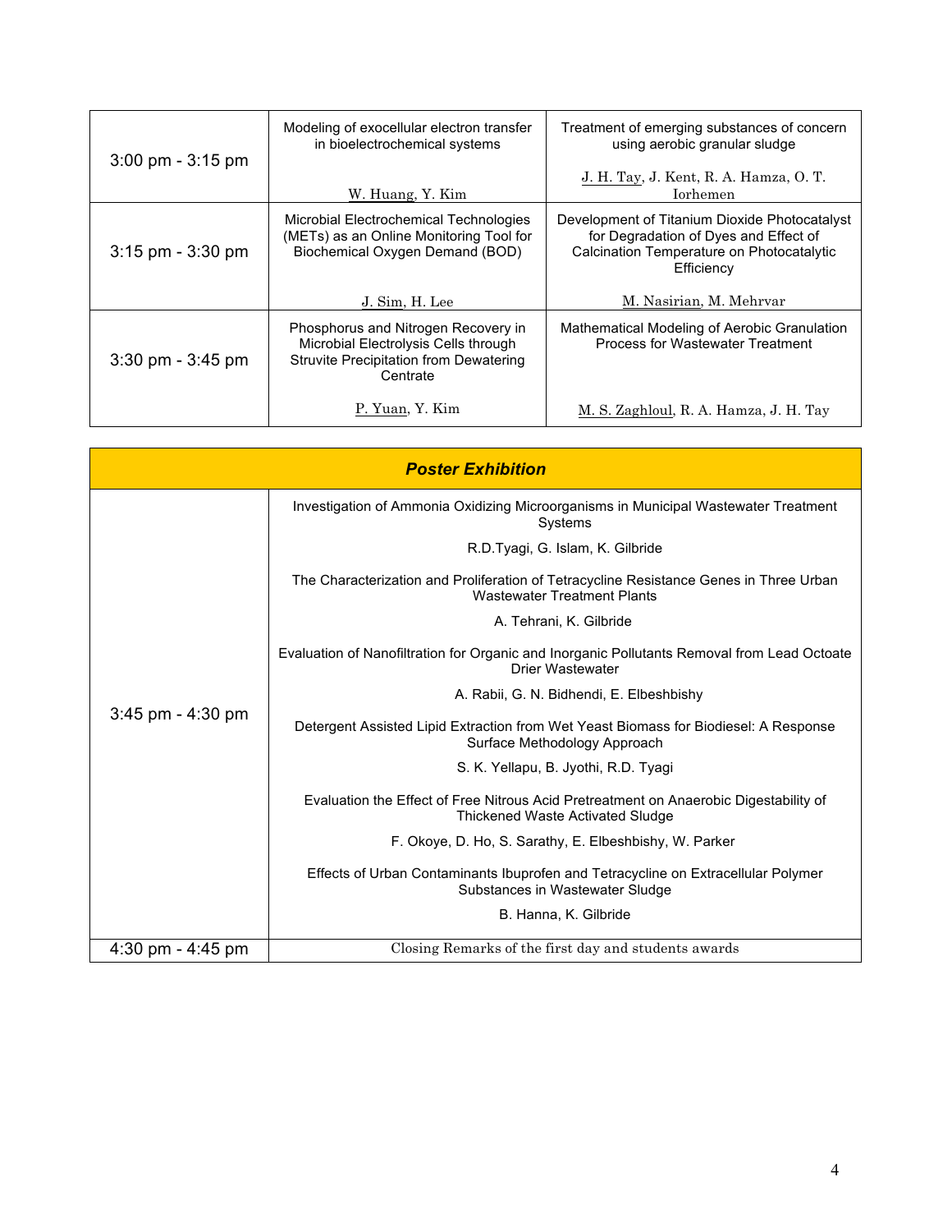| | | |
|---|---|---|
| 3:00 pm - 3:15 pm | Modeling of exocellular electron transfer in bioelectrochemical systems<br><br>W. Huang, Y. Kim | Treatment of emerging substances of concern using aerobic granular sludge<br><br>J. H. Tay, J. Kent, R. A. Hamza, O. T. Iorhemen |
| 3:15 pm - 3:30 pm | Microbial Electrochemical Technologies (METs) as an Online Monitoring Tool for Biochemical Oxygen Demand (BOD)<br><br>J. Sim, H. Lee | Development of Titanium Dioxide Photocatalyst for Degradation of Dyes and Effect of Calcination Temperature on Photocatalytic Efficiency<br><br>M. Nasirian, M. Mehrvar |
| 3:30 pm - 3:45 pm | Phosphorus and Nitrogen Recovery in Microbial Electrolysis Cells through Struvite Precipitation from Dewatering Centrate<br><br>P. Yuan, Y. Kim | Mathematical Modeling of Aerobic Granulation Process for Wastewater Treatment<br><br>M. S. Zaghloul, R. A. Hamza, J. H. Tay |

| ***Poster Exhibition*** | |
|---|---|
| 3:45 pm - 4:30 pm | Investigation of Ammonia Oxidizing Microorganisms in Municipal Wastewater Treatment Systems<br>R.D.Tyagi, G. Islam, K. Gilbride<br><br>The Characterization and Proliferation of Tetracycline Resistance Genes in Three Urban Wastewater Treatment Plants<br>A. Tehrani, K. Gilbride<br><br>Evaluation of Nanofiltration for Organic and Inorganic Pollutants Removal from Lead Octoate Drier Wastewater<br>A. Rabii, G. N. Bidhendi, E. Elbeshbishy<br><br>Detergent Assisted Lipid Extraction from Wet Yeast Biomass for Biodiesel: A Response Surface Methodology Approach<br>S. K. Yellapu, B. Jyothi, R.D. Tyagi<br><br>Evaluation the Effect of Free Nitrous Acid Pretreatment on Anaerobic Digestability of Thickened Waste Activated Sludge<br>F. Okoye, D. Ho, S. Sarathy, E. Elbeshbishy, W. Parker<br><br>Effects of Urban Contaminants Ibuprofen and Tetracycline on Extracellular Polymer Substances in Wastewater Sludge<br>B. Hanna, K. Gilbride |
| 4:30 pm - 4:45 pm | Closing Remarks of the first day and students awards |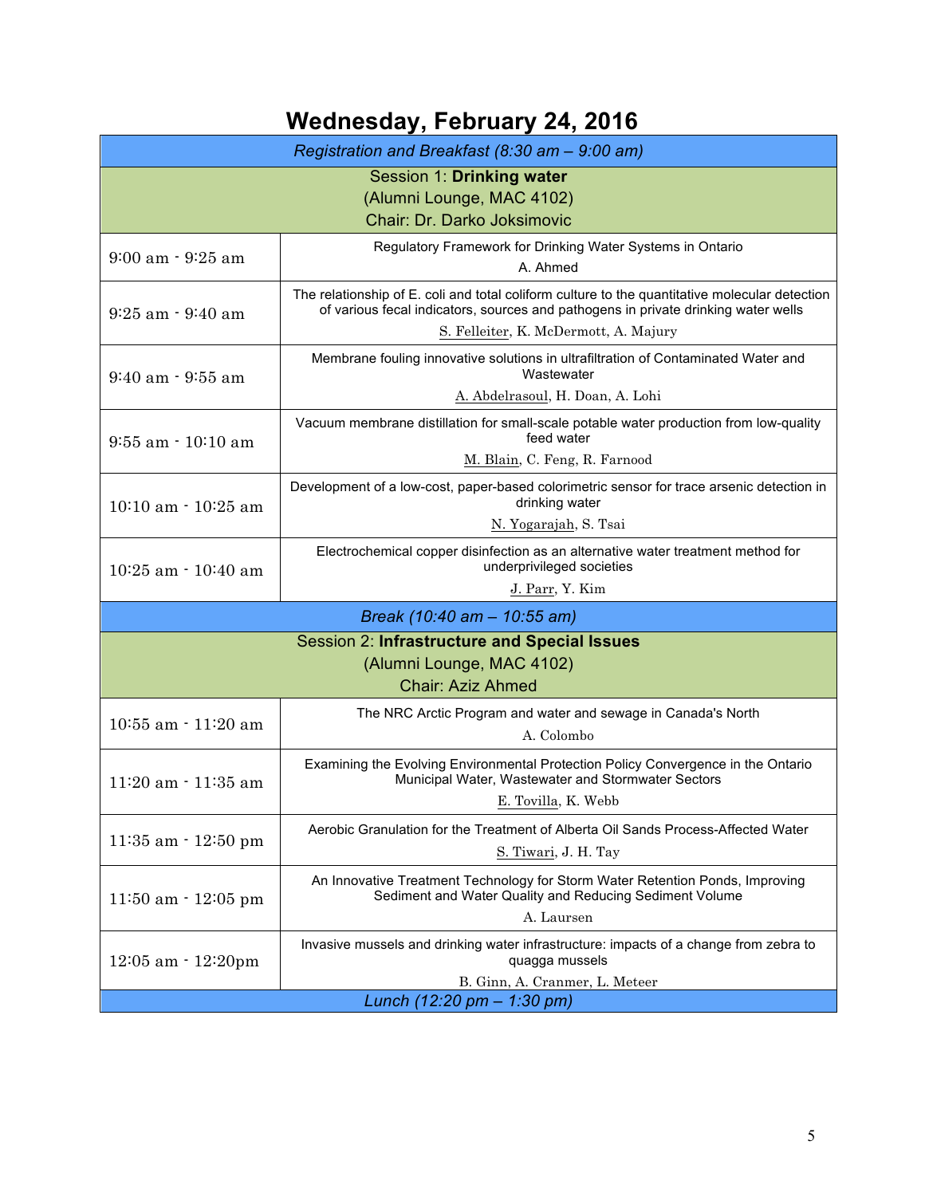# Wednesday, February 24, 2016

| *Registration and Breakfast (8:30 am – 9:00 am)* | |
|---|---|
| Session 1: **Drinking water** (Alumni Lounge, MAC 4102) Chair: Dr. Darko Joksimovic | |
| 9:00 am - 9:25 am | Regulatory Framework for Drinking Water Systems in Ontario<br>A. Ahmed |
| 9:25 am - 9:40 am | The relationship of E. coli and total coliform culture to the quantitative molecular detection of various fecal indicators, sources and pathogens in private drinking water wells<br>S. Felleiter, K. McDermott, A. Majury |
| 9:40 am - 9:55 am | Membrane fouling innovative solutions in ultrafiltration of Contaminated Water and Wastewater<br>A. Abdelrasoul, H. Doan, A. Lohi |
| 9:55 am - 10:10 am | Vacuum membrane distillation for small-scale potable water production from low-quality feed water<br>M. Blain, C. Feng, R. Farnood |
| 10:10 am - 10:25 am | Development of a low-cost, paper-based colorimetric sensor for trace arsenic detection in drinking water<br>N. Yogarajah, S. Tsai |
| 10:25 am - 10:40 am | Electrochemical copper disinfection as an alternative water treatment method for underprivileged societies<br>J. Parr, Y. Kim |
| *Break (10:40 am – 10:55 am)* | |
| Session 2: **Infrastructure and Special Issues** (Alumni Lounge, MAC 4102) Chair: Aziz Ahmed | |
| 10:55 am - 11:20 am | The NRC Arctic Program and water and sewage in Canada's North<br>A. Colombo |
| 11:20 am - 11:35 am | Examining the Evolving Environmental Protection Policy Convergence in the Ontario Municipal Water, Wastewater and Stormwater Sectors<br>E. Tovilla, K. Webb |
| 11:35 am - 12:50 pm | Aerobic Granulation for the Treatment of Alberta Oil Sands Process-Affected Water<br>S. Tiwari, J. H. Tay |
| 11:50 am - 12:05 pm | An Innovative Treatment Technology for Storm Water Retention Ponds, Improving Sediment and Water Quality and Reducing Sediment Volume<br>A. Laursen |
| 12:05 am - 12:20pm | Invasive mussels and drinking water infrastructure: impacts of a change from zebra to quagga mussels<br>B. Ginn, A. Cranmer, L. Meteer |
| *Lunch (12:20 pm – 1:30 pm)* | |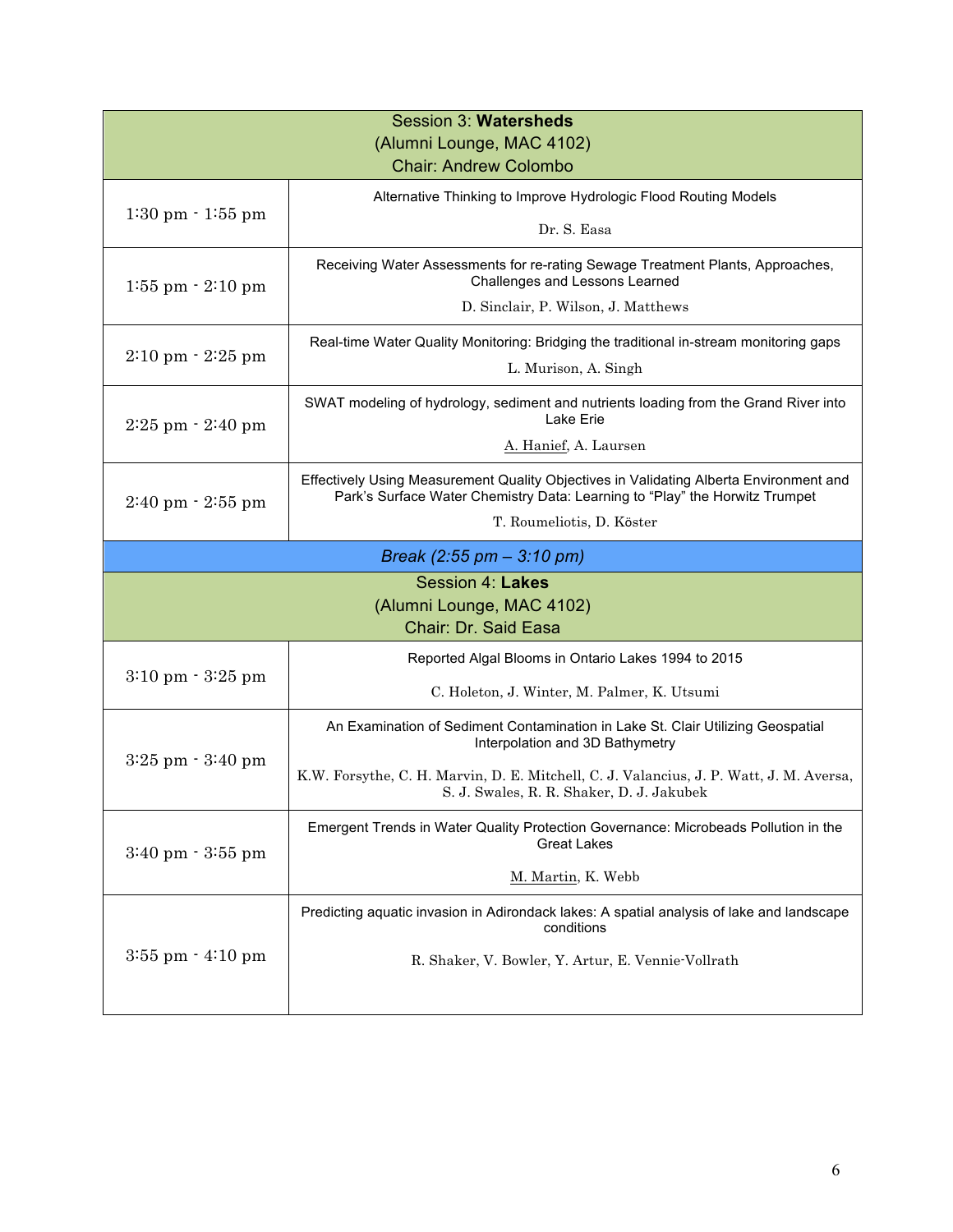| Session 3: **Watersheds**<br>(Alumni Lounge, MAC 4102)<br>Chair: Andrew Colombo | |
|---|---|
| 1:30 pm - 1:55 pm | Alternative Thinking to Improve Hydrologic Flood Routing Models<br><br>Dr. S. Easa |
| 1:55 pm - 2:10 pm | Receiving Water Assessments for re-rating Sewage Treatment Plants, Approaches, Challenges and Lessons Learned<br><br>D. Sinclair, P. Wilson, J. Matthews |
| 2:10 pm - 2:25 pm | Real-time Water Quality Monitoring: Bridging the traditional in-stream monitoring gaps<br><br>L. Murison, A. Singh |
| 2:25 pm - 2:40 pm | SWAT modeling of hydrology, sediment and nutrients loading from the Grand River into Lake Erie<br><br><u>A. Hanief</u>, A. Laursen |
| 2:40 pm - 2:55 pm | Effectively Using Measurement Quality Objectives in Validating Alberta Environment and Park's Surface Water Chemistry Data: Learning to "Play" the Horwitz Trumpet<br><br>T. Roumeliotis, D. Köster |
| *Break (2:55 pm – 3:10 pm)* | |
| Session 4: **Lakes**<br>(Alumni Lounge, MAC 4102)<br>Chair: Dr. Said Easa | |
| 3:10 pm - 3:25 pm | Reported Algal Blooms in Ontario Lakes 1994 to 2015<br><br>C. Holeton, J. Winter, M. Palmer, K. Utsumi |
| 3:25 pm - 3:40 pm | An Examination of Sediment Contamination in Lake St. Clair Utilizing Geospatial Interpolation and 3D Bathymetry<br><br>K.W. Forsythe, C. H. Marvin, D. E. Mitchell, C. J. Valancius, J. P. Watt, J. M. Aversa, S. J. Swales, R. R. Shaker, D. J. Jakubek |
| 3:40 pm - 3:55 pm | Emergent Trends in Water Quality Protection Governance: Microbeads Pollution in the Great Lakes<br><br><u>M. Martin</u>, K. Webb |
| 3:55 pm - 4:10 pm | Predicting aquatic invasion in Adirondack lakes: A spatial analysis of lake and landscape conditions<br><br>R. Shaker, V. Bowler, Y. Artur, E. Vennie-Vollrath |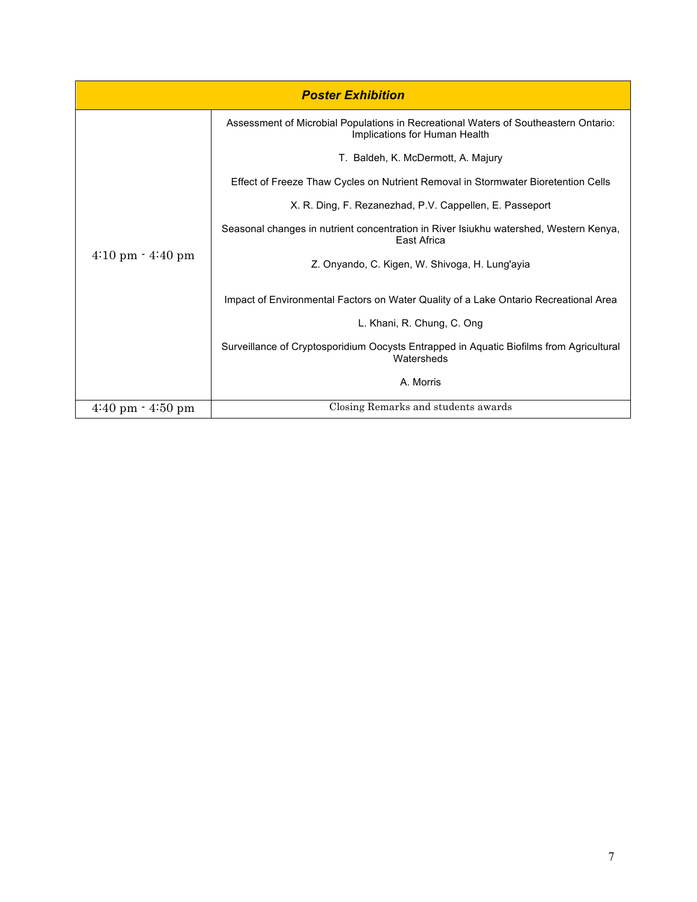| Poster Exhibition | |
|---|---|
| 4:10 pm - 4:40 pm | Assessment of Microbial Populations in Recreational Waters of Southeastern Ontario: Implications for Human Health<br><br>T. Baldeh, K. McDermott, A. Majury<br><br>Effect of Freeze Thaw Cycles on Nutrient Removal in Stormwater Bioretention Cells<br><br>X. R. Ding, F. Rezanezhad, P.V. Cappellen, E. Passeport<br><br>Seasonal changes in nutrient concentration in River Isiukhu watershed, Western Kenya, East Africa<br><br>Z. Onyando, C. Kigen, W. Shivoga, H. Lung'ayia<br><br>Impact of Environmental Factors on Water Quality of a Lake Ontario Recreational Area<br><br>L. Khani, R. Chung, C. Ong<br><br>Surveillance of Cryptosporidium Oocysts Entrapped in Aquatic Biofilms from Agricultural Watersheds<br><br>A. Morris |
| 4:40 pm - 4:50 pm | Closing Remarks and students awards |